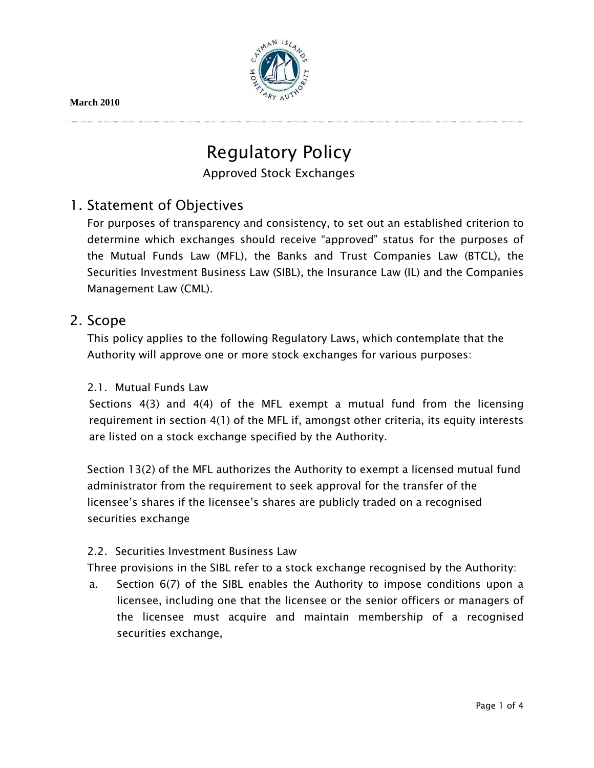March 2010

# Regulatory Policy

Approved Stock Exchanges

## 1. Statement of Objectives

For purposes of transparency and consistency, to set out an established criterion to determine which exchanges should receive "approved" status for the purposes of the Mutual Funds Law (MFL), the Banks and Trust Companies Law (BTCL), the Securities Investment Business Law (SIBL), the Insurance Law (IL) and the Companies Management Law (CML).

## 2. Scope

This policy applies to the following Regulatory Laws, which contemplate that the Authority will approve one or more stock exchanges for various purposes:

### 2.1. Mutual Funds Law

Sections 4(3) and 4(4) of the MFL exempt a mutual fund from the licensing requirement in section 4(1) of the MFL if, amongst other criteria, its equity interests are listed on a stock exchange specified by the Authority.

Section 13(2) of the MFL authorizes the Authority to exempt a licensed mutual fund administrator from the requirement to seek approval for the transfer of the licensee's shares if the licensee's shares are publicly traded on a recognised securities exchange

### 2.2. Securities Investment Business Law

Three provisions in the SIBL refer to a stock exchange recognised by the Authority:

a. Section 6(7) of the SIBL enables the Authority to impose conditions upon a licensee, including one that the licensee or the senior officers or managers of the licensee must acquire and maintain membership of a recognised securities exchange,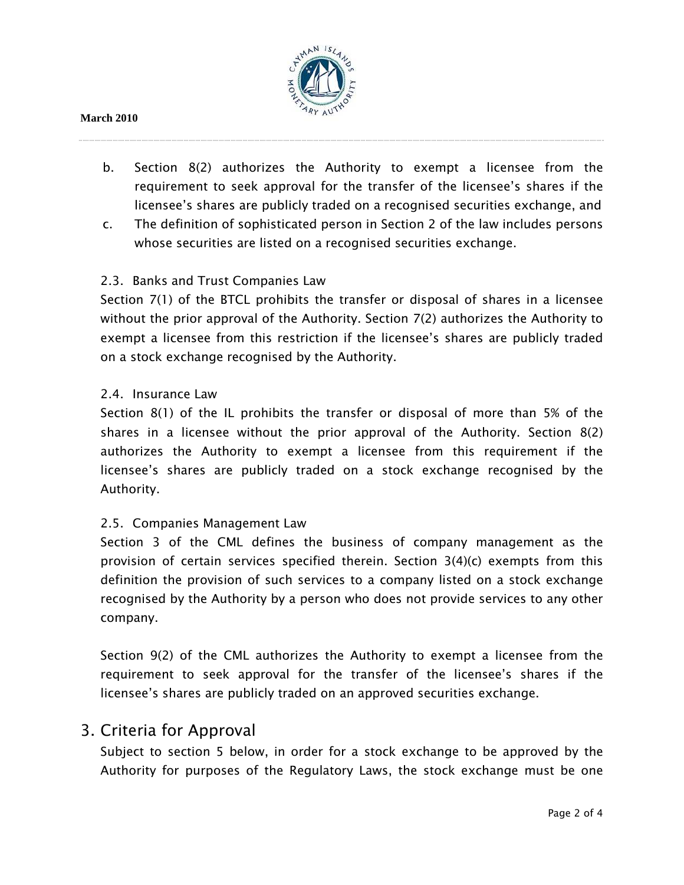b. Section 8(2) authorizes the Authority to exempt a licensee from the requirement to seek approval for the transfer of the licensee's shares if the licensee's shares are publicly traded on a recognised securities exchange, and

c. The definition of sophisticated person in Section 2 of the law includes persons whose securities are listed on a recognised securities exchange.

### 2.3. Banks and Trust Companies Law

Section 7(1) of the BTCL prohibits the transfer or disposal of shares in a licensee without the prior approval of the Authority. Section 7(2) authorizes the Authority to exempt a licensee from this restriction if the licensee's shares are publicly traded on a stock exchange recognised by the Authority.

### 2.4. Insurance Law

Section 8(1) of the IL prohibits the transfer or disposal of more than 5% of the shares in a licensee without the prior approval of the Authority. Section 8(2) authorizes the Authority to exempt a licensee from this requirement if the licensee's shares are publicly traded on a stock exchange recognised by the Authority.

### 2.5. Companies Management Law

Section 3 of the CML defines the business of company management as the provision of certain services specified therein. Section 3(4)(c) exempts from this definition the provision of such services to a company listed on a stock exchange recognised by the Authority by a person who does not provide services to any other company.

Section 9(2) of the CML authorizes the Authority to exempt a licensee from the requirement to seek approval for the transfer of the licensee's shares if the licensee's shares are publicly traded on an approved securities exchange.

## 3. Criteria for Approval

Subject to section 5 below, in order for a stock exchange to be approved by the Authority for purposes of the Regulatory Laws, the stock exchange must be one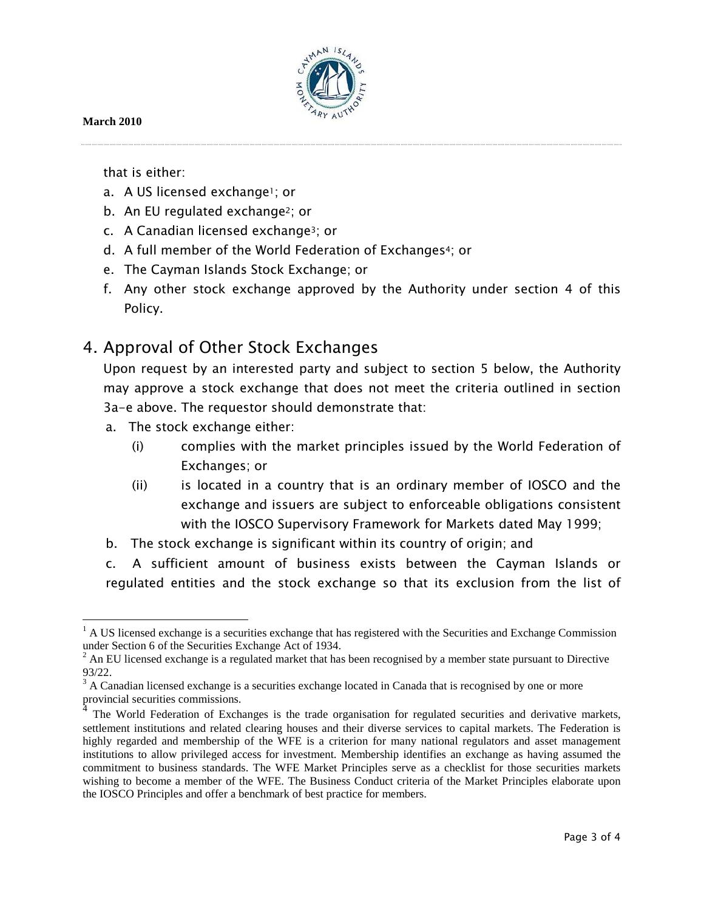that is either:

a. A US licensed exchange[1]; or
b. An EU regulated exchange[2]; or
c. A Canadian licensed exchange[3]; or
d. A full member of the World Federation of Exchanges[4]; or
e. The Cayman Islands Stock Exchange; or
f. Any other stock exchange approved by the Authority under section 4 of this Policy.

## 4. Approval of Other Stock Exchanges

Upon request by an interested party and subject to section 5 below, the Authority may approve a stock exchange that does not meet the criteria outlined in section 3a-e above. The requestor should demonstrate that:

a. The stock exchange either:
   (i) complies with the market principles issued by the World Federation of Exchanges; or
   (ii) is located in a country that is an ordinary member of IOSCO and the exchange and issuers are subject to enforceable obligations consistent with the IOSCO Supervisory Framework for Markets dated May 1999;
b. The stock exchange is significant within its country of origin; and
c. A sufficient amount of business exists between the Cayman Islands or regulated entities and the stock exchange so that its exclusion from the list of

---

[1] A US licensed exchange is a securities exchange that has registered with the Securities and Exchange Commission under Section 6 of the Securities Exchange Act of 1934.

[2] An EU licensed exchange is a regulated market that has been recognised by a member state pursuant to Directive 93/22.

[3] A Canadian licensed exchange is a securities exchange located in Canada that is recognised by one or more provincial securities commissions.

[4] The World Federation of Exchanges is the trade organisation for regulated securities and derivative markets, settlement institutions and related clearing houses and their diverse services to capital markets. The Federation is highly regarded and membership of the WFE is a criterion for many national regulators and asset management institutions to allow privileged access for investment. Membership identifies an exchange as having assumed the commitment to business standards. The WFE Market Principles serve as a checklist for those securities markets wishing to become a member of the WFE. The Business Conduct criteria of the Market Principles elaborate upon the IOSCO Principles and offer a benchmark of best practice for members.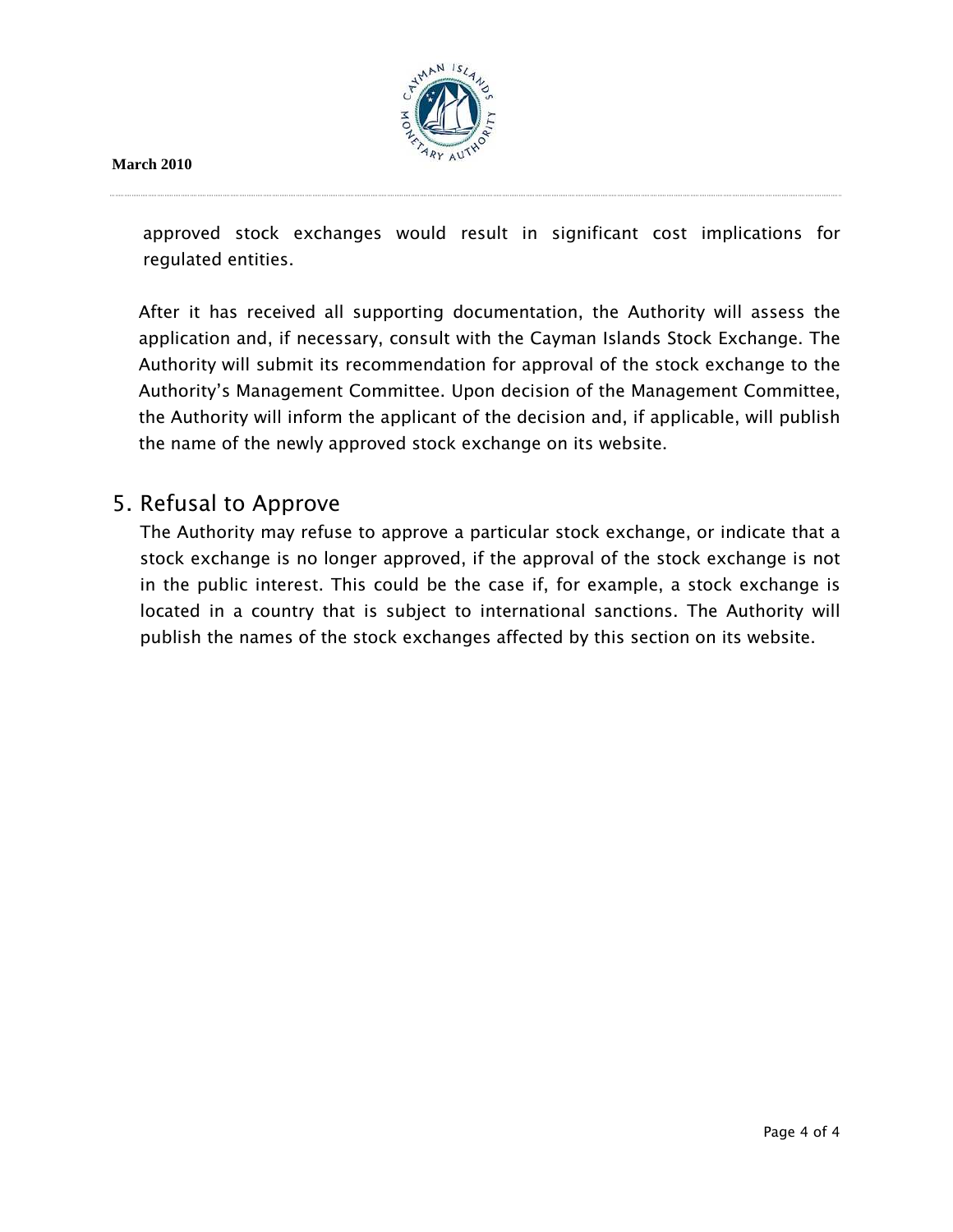approved stock exchanges would result in significant cost implications for regulated entities.

After it has received all supporting documentation, the Authority will assess the application and, if necessary, consult with the Cayman Islands Stock Exchange. The Authority will submit its recommendation for approval of the stock exchange to the Authority's Management Committee. Upon decision of the Management Committee, the Authority will inform the applicant of the decision and, if applicable, will publish the name of the newly approved stock exchange on its website.

## 5. Refusal to Approve

The Authority may refuse to approve a particular stock exchange, or indicate that a stock exchange is no longer approved, if the approval of the stock exchange is not in the public interest. This could be the case if, for example, a stock exchange is located in a country that is subject to international sanctions. The Authority will publish the names of the stock exchanges affected by this section on its website.